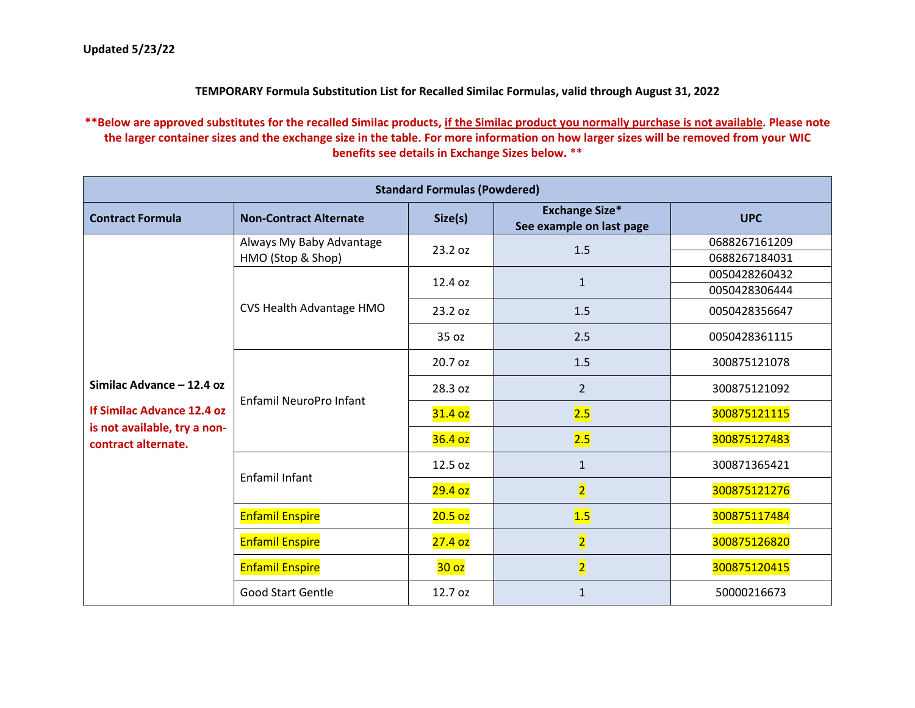Updated 5/23/22

**TEMPORARY Formula Substitution List for Recalled Similac Formulas, valid through August 31, 2022**

****Below are approved substitutes for the recalled Similac products, if the Similac product you normally purchase is not available. Please note the larger container sizes and the exchange size in the table. For more information on how larger sizes will be removed from your WIC benefits see details in Exchange Sizes below. ****

| Standard Formulas (Powdered) | | | | |
|---|---|---|---|---|
| **Contract Formula** | **Non-Contract Alternate** | **Size(s)** | **Exchange Size* See example on last page** | **UPC** |
| **Similac Advance – 12.4 oz** **If Similac Advance 12.4 oz is not available, try a non-contract alternate.** | Always My Baby Advantage HMO (Stop & Shop) | 23.2 oz | 1.5 | 0688267161209 |
| | | | | 0688267184031 |
| | CVS Health Advantage HMO | 12.4 oz | 1 | 0050428260432 |
| | | | | 0050428306444 |
| | | 23.2 oz | 1.5 | 0050428356647 |
| | | 35 oz | 2.5 | 0050428361115 |
| | Enfamil NeuroPro Infant | 20.7 oz | 1.5 | 300875121078 |
| | | 28.3 oz | 2 | 300875121092 |
| | | 31.4 oz | 2.5 | 300875121115 |
| | | 36.4 oz | 2.5 | 300875127483 |
| | Enfamil Infant | 12.5 oz | 1 | 300871365421 |
| | | 29.4 oz | 2 | 300875121276 |
| | Enfamil Enspire | 20.5 oz | 1.5 | 300875117484 |
| | Enfamil Enspire | 27.4 oz | 2 | 300875126820 |
| | Enfamil Enspire | 30 oz | 2 | 300875120415 |
| | Good Start Gentle | 12.7 oz | 1 | 50000216673 |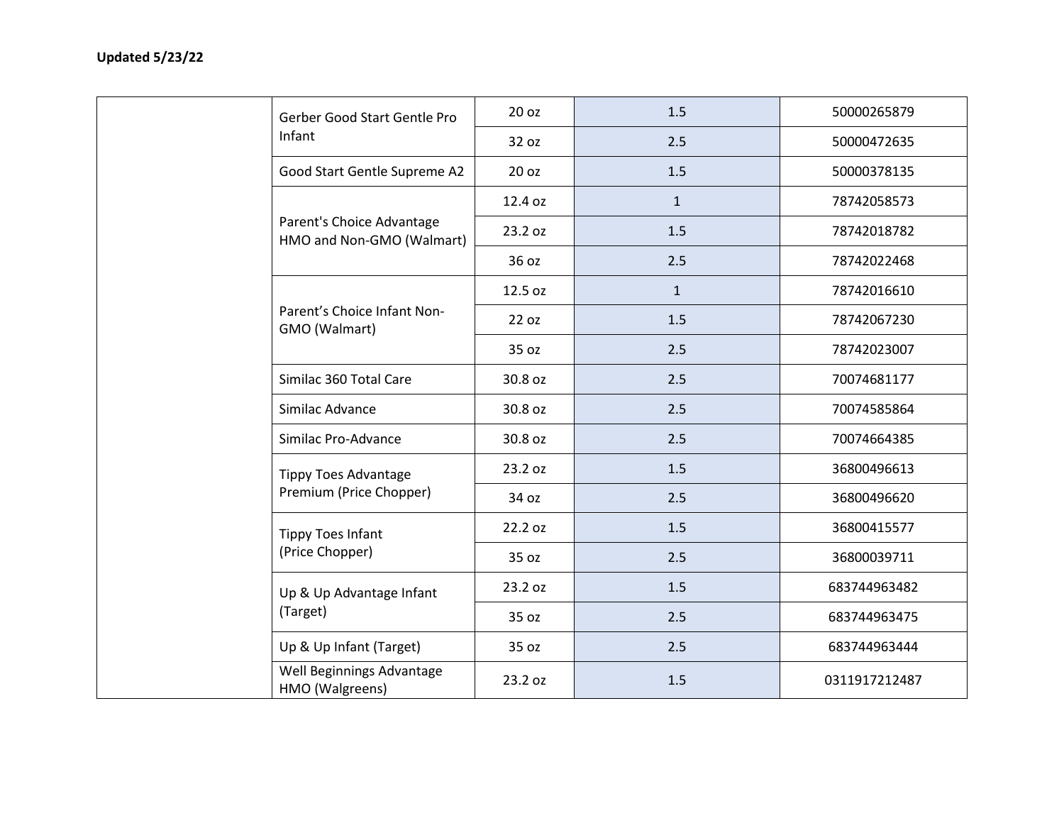**Updated 5/23/22**

| | | | | |
|---|---|---|---|---|
| | Gerber Good Start Gentle Pro Infant | 20 oz | 1.5 | 50000265879 |
| | | 32 oz | 2.5 | 50000472635 |
| | Good Start Gentle Supreme A2 | 20 oz | 1.5 | 50000378135 |
| | Parent's Choice Advantage HMO and Non-GMO (Walmart) | 12.4 oz | 1 | 78742058573 |
| | | 23.2 oz | 1.5 | 78742018782 |
| | | 36 oz | 2.5 | 78742022468 |
| | Parent’s Choice Infant Non-GMO (Walmart) | 12.5 oz | 1 | 78742016610 |
| | | 22 oz | 1.5 | 78742067230 |
| | | 35 oz | 2.5 | 78742023007 |
| | Similac 360 Total Care | 30.8 oz | 2.5 | 70074681177 |
| | Similac Advance | 30.8 oz | 2.5 | 70074585864 |
| | Similac Pro-Advance | 30.8 oz | 2.5 | 70074664385 |
| | Tippy Toes Advantage Premium (Price Chopper) | 23.2 oz | 1.5 | 36800496613 |
| | | 34 oz | 2.5 | 36800496620 |
| | Tippy Toes Infant (Price Chopper) | 22.2 oz | 1.5 | 36800415577 |
| | | 35 oz | 2.5 | 36800039711 |
| | Up & Up Advantage Infant (Target) | 23.2 oz | 1.5 | 683744963482 |
| | | 35 oz | 2.5 | 683744963475 |
| | Up & Up Infant (Target) | 35 oz | 2.5 | 683744963444 |
| | Well Beginnings Advantage HMO (Walgreens) | 23.2 oz | 1.5 | 0311917212487 |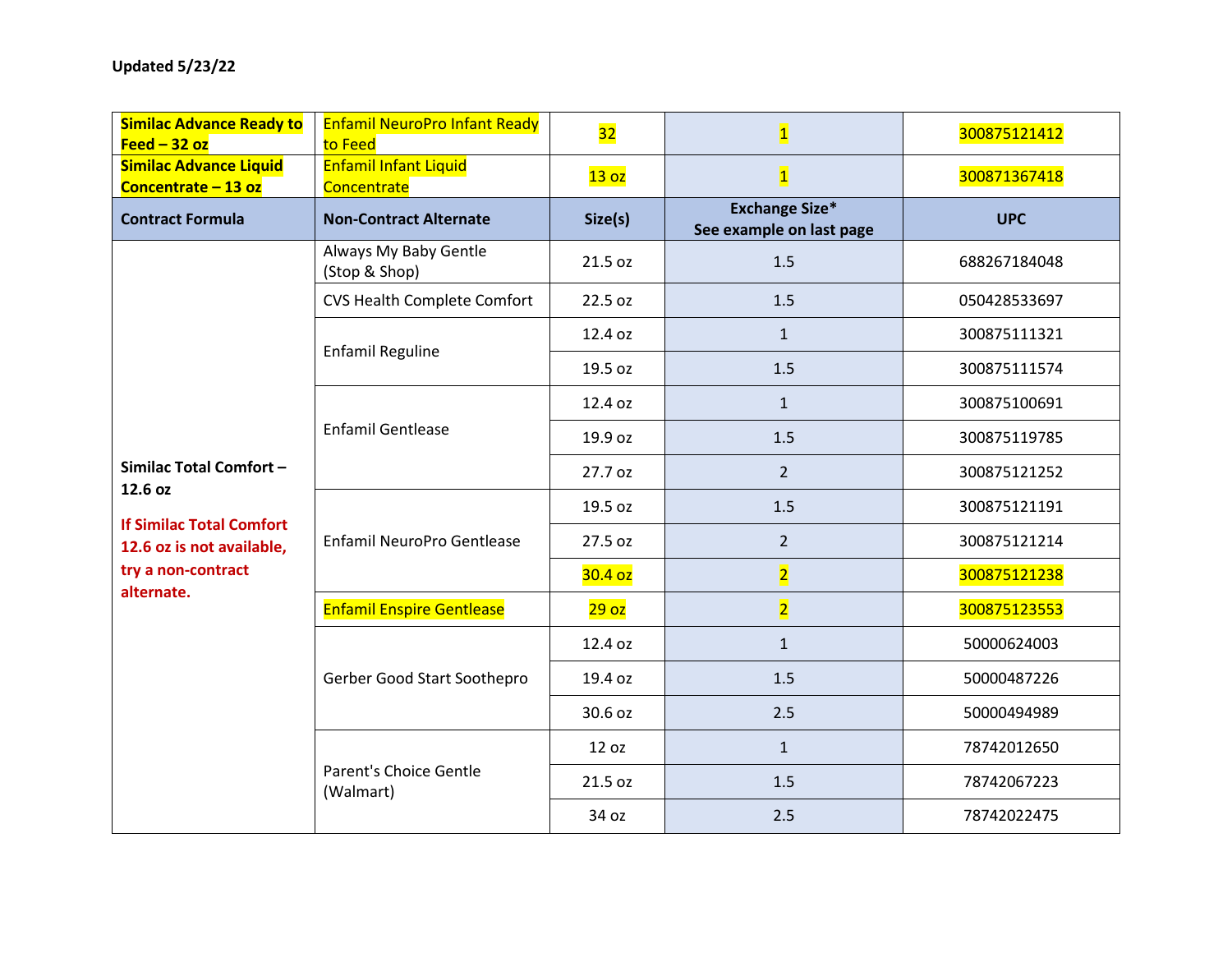**Updated 5/23/22**

| **Similac Advance Ready to Feed – 32 oz** | Enfamil NeuroPro Infant Ready to Feed | 32 | 1 | 300875121412 |
|---|---|---|---|---|
| **Similac Advance Liquid Concentrate – 13 oz** | Enfamil Infant Liquid Concentrate | 13 oz | 1 | 300871367418 |
| **Contract Formula** | **Non-Contract Alternate** | **Size(s)** | **Exchange Size\* See example on last page** | **UPC** |
| **Similac Total Comfort – 12.6 oz** **If Similac Total Comfort 12.6 oz is not available, try a non-contract alternate.** | Always My Baby Gentle (Stop & Shop) | 21.5 oz | 1.5 | 688267184048 |
| | CVS Health Complete Comfort | 22.5 oz | 1.5 | 050428533697 |
| | Enfamil Reguline | 12.4 oz | 1 | 300875111321 |
| | | 19.5 oz | 1.5 | 300875111574 |
| | Enfamil Gentlease | 12.4 oz | 1 | 300875100691 |
| | | 19.9 oz | 1.5 | 300875119785 |
| | | 27.7 oz | 2 | 300875121252 |
| | Enfamil NeuroPro Gentlease | 19.5 oz | 1.5 | 300875121191 |
| | | 27.5 oz | 2 | 300875121214 |
| | | 30.4 oz | 2 | 300875121238 |
| | Enfamil Enspire Gentlease | 29 oz | 2 | 300875123553 |
| | Gerber Good Start Soothepro | 12.4 oz | 1 | 50000624003 |
| | | 19.4 oz | 1.5 | 50000487226 |
| | | 30.6 oz | 2.5 | 50000494989 |
| | Parent's Choice Gentle (Walmart) | 12 oz | 1 | 78742012650 |
| | | 21.5 oz | 1.5 | 78742067223 |
| | | 34 oz | 2.5 | 78742022475 |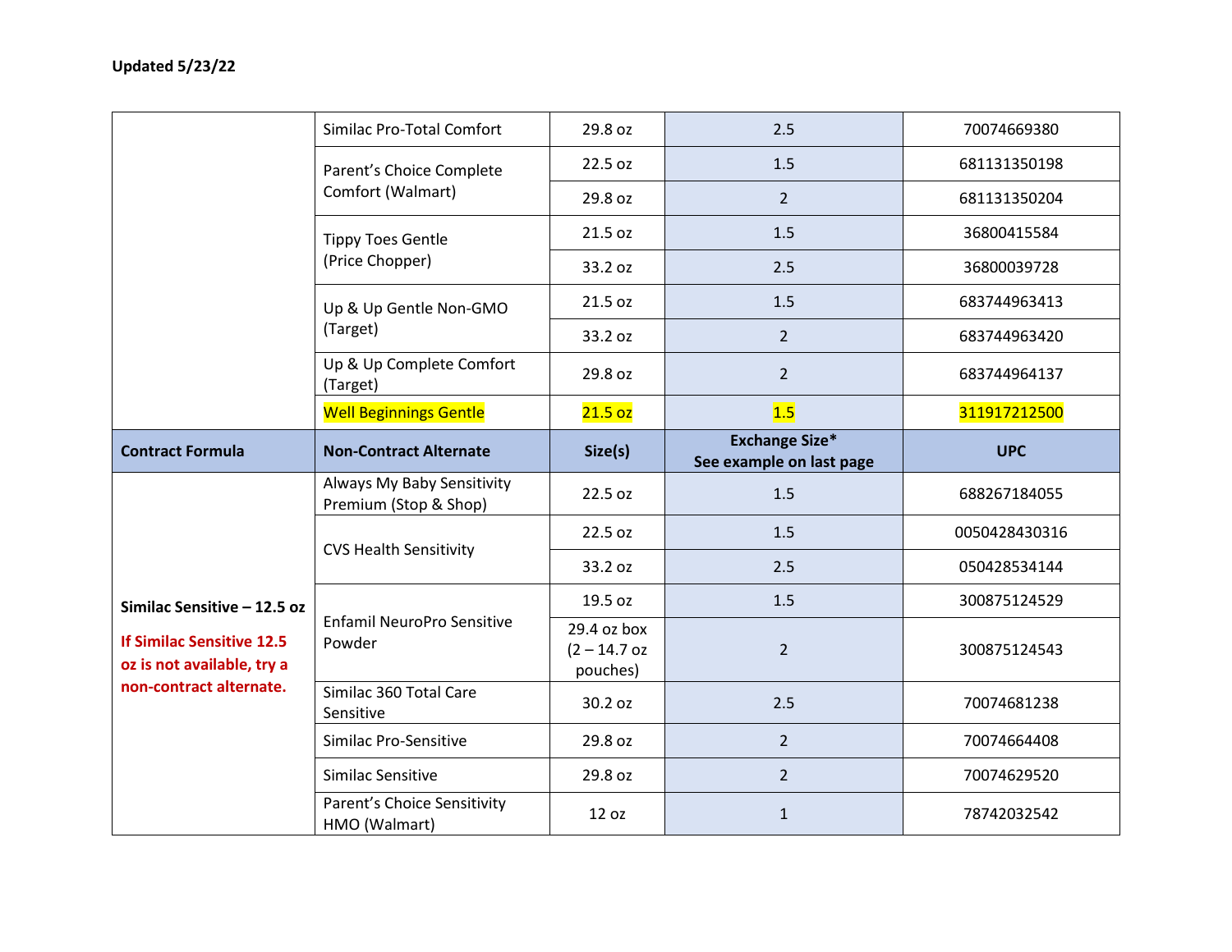**Updated 5/23/22**

| | | | | |
|---|---|---|---|---|
| | Similac Pro-Total Comfort | 29.8 oz | 2.5 | 70074669380 |
| | Parent's Choice Complete Comfort (Walmart) | 22.5 oz | 1.5 | 681131350198 |
| | | 29.8 oz | 2 | 681131350204 |
| | Tippy Toes Gentle (Price Chopper) | 21.5 oz | 1.5 | 36800415584 |
| | | 33.2 oz | 2.5 | 36800039728 |
| | Up & Up Gentle Non-GMO (Target) | 21.5 oz | 1.5 | 683744963413 |
| | | 33.2 oz | 2 | 683744963420 |
| | Up & Up Complete Comfort (Target) | 29.8 oz | 2 | 683744964137 |
| | Well Beginnings Gentle | 21.5 oz | 1.5 | 311917212500 |
| **Contract Formula** | **Non-Contract Alternate** | **Size(s)** | **Exchange Size* See example on last page** | **UPC** |
| **Similac Sensitive – 12.5 oz** **If Similac Sensitive 12.5 oz is not available, try a non-contract alternate.** | Always My Baby Sensitivity Premium (Stop & Shop) | 22.5 oz | 1.5 | 688267184055 |
| | CVS Health Sensitivity | 22.5 oz | 1.5 | 0050428430316 |
| | | 33.2 oz | 2.5 | 050428534144 |
| | Enfamil NeuroPro Sensitive Powder | 19.5 oz | 1.5 | 300875124529 |
| | | 29.4 oz box (2 – 14.7 oz pouches) | 2 | 300875124543 |
| | Similac 360 Total Care Sensitive | 30.2 oz | 2.5 | 70074681238 |
| | Similac Pro-Sensitive | 29.8 oz | 2 | 70074664408 |
| | Similac Sensitive | 29.8 oz | 2 | 70074629520 |
| | Parent's Choice Sensitivity HMO (Walmart) | 12 oz | 1 | 78742032542 |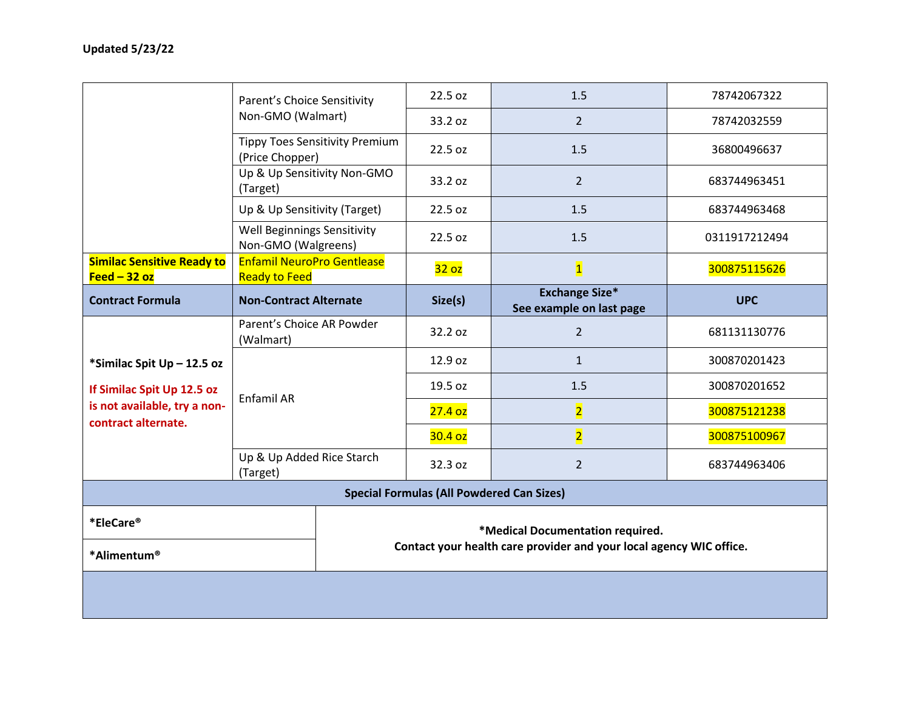**Updated 5/23/22**

| | | | | |
|---|---|---|---|---|
| | Parent's Choice Sensitivity Non-GMO (Walmart) | 22.5 oz | 1.5 | 78742067322 |
| | | 33.2 oz | 2 | 78742032559 |
| | Tippy Toes Sensitivity Premium (Price Chopper) | 22.5 oz | 1.5 | 36800496637 |
| | Up & Up Sensitivity Non-GMO (Target) | 33.2 oz | 2 | 683744963451 |
| | Up & Up Sensitivity (Target) | 22.5 oz | 1.5 | 683744963468 |
| | Well Beginnings Sensitivity Non-GMO (Walgreens) | 22.5 oz | 1.5 | 0311917212494 |
| **Similac Sensitive Ready to Feed – 32 oz** | Enfamil NeuroPro Gentlease Ready to Feed | 32 oz | 1 | 300875115626 |

| Contract Formula | Non-Contract Alternate | Size(s) | Exchange Size* See example on last page | UPC |
|---|---|---|---|---|
| ***Similac Spit Up – 12.5 oz** If Similac Spit Up 12.5 oz is not available, try a non-contract alternate. | Parent's Choice AR Powder (Walmart) | 32.2 oz | 2 | 681131130776 |
| | Enfamil AR | 12.9 oz | 1 | 300870201423 |
| | | 19.5 oz | 1.5 | 300870201652 |
| | | 27.4 oz | 2 | 300875121238 |
| | | 30.4 oz | 2 | 300875100967 |
| | Up & Up Added Rice Starch (Target) | 32.3 oz | 2 | 683744963406 |

| Special Formulas (All Powdered Can Sizes) | |
|---|---|
| ***EleCare®** | ***Medical Documentation required. Contact your health care provider and your local agency WIC office.** |
| ***Alimentum®** | |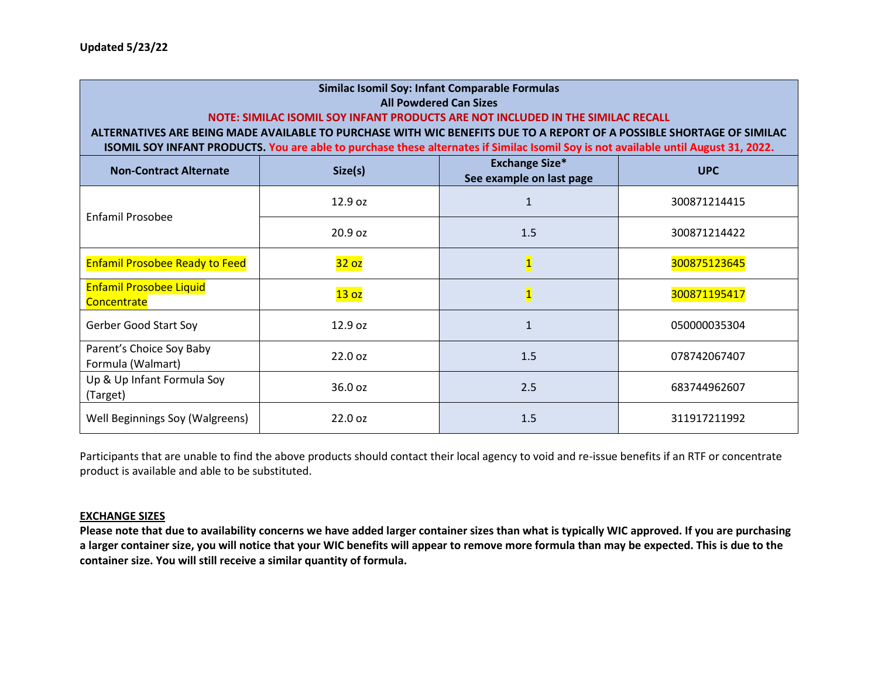**Updated 5/23/22**

| **Similac Isomil Soy: Infant Comparable Formulas**<br>**All Powdered Can Sizes**<br>**NOTE: SIMILAC ISOMIL SOY INFANT PRODUCTS ARE NOT INCLUDED IN THE SIMILAC RECALL**<br>**ALTERNATIVES ARE BEING MADE AVAILABLE TO PURCHASE WITH WIC BENEFITS DUE TO A REPORT OF A POSSIBLE SHORTAGE OF SIMILAC ISOMIL SOY INFANT PRODUCTS. You are able to purchase these alternates if Similac Isomil Soy is not available until August 31, 2022.** | | | |
|---|---|---|---|
| **Non-Contract Alternate** | **Size(s)** | **Exchange Size***<br>**See example on last page** | **UPC** |
| Enfamil Prosobee | 12.9 oz | 1 | 300871214415 |
| | 20.9 oz | 1.5 | 300871214422 |
| Enfamil Prosobee Ready to Feed | 32 oz | 1 | 300875123645 |
| Enfamil Prosobee Liquid Concentrate | 13 oz | 1 | 300871195417 |
| Gerber Good Start Soy | 12.9 oz | 1 | 050000035304 |
| Parent's Choice Soy Baby Formula (Walmart) | 22.0 oz | 1.5 | 078742067407 |
| Up & Up Infant Formula Soy (Target) | 36.0 oz | 2.5 | 683744962607 |
| Well Beginnings Soy (Walgreens) | 22.0 oz | 1.5 | 311917211992 |

Participants that are unable to find the above products should contact their local agency to void and re-issue benefits if an RTF or concentrate product is available and able to be substituted.

**EXCHANGE SIZES**

**Please note that due to availability concerns we have added larger container sizes than what is typically WIC approved. If you are purchasing a larger container size, you will notice that your WIC benefits will appear to remove more formula than may be expected. This is due to the container size. You will still receive a similar quantity of formula.**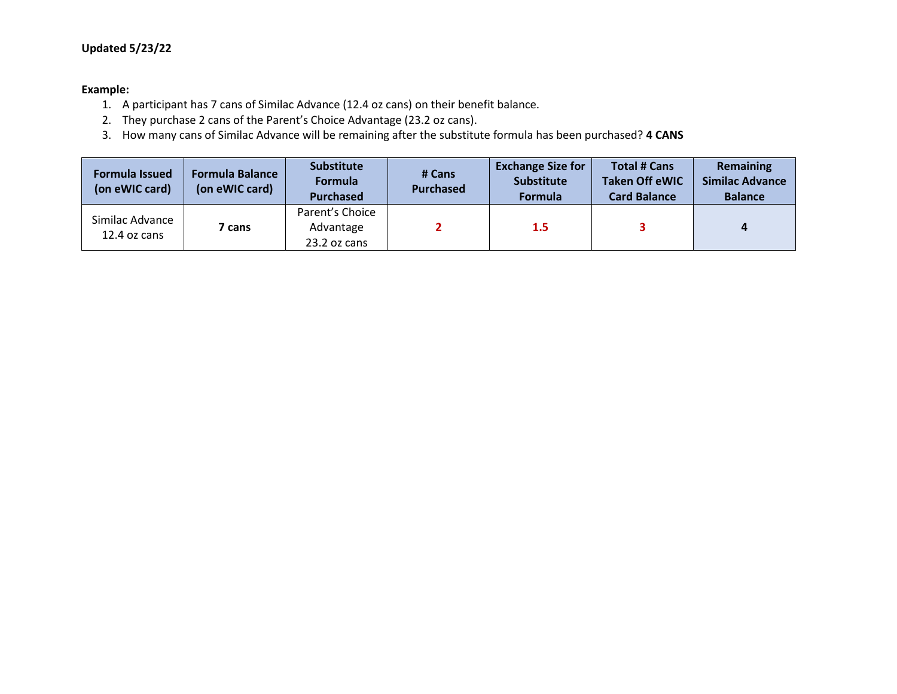**Updated 5/23/22**

**Example:**

1. A participant has 7 cans of Similac Advance (12.4 oz cans) on their benefit balance.
2. They purchase 2 cans of the Parent's Choice Advantage (23.2 oz cans).
3. How many cans of Similac Advance will be remaining after the substitute formula has been purchased? **4 CANS**

| Formula Issued (on eWIC card) | Formula Balance (on eWIC card) | Substitute Formula Purchased | # Cans Purchased | Exchange Size for Substitute Formula | Total # Cans Taken Off eWIC Card Balance | Remaining Similac Advance Balance |
|---|---|---|---|---|---|---|
| Similac Advance 12.4 oz cans | **7 cans** | Parent's Choice Advantage 23.2 oz cans | **2** | **1.5** | **3** | **4** |